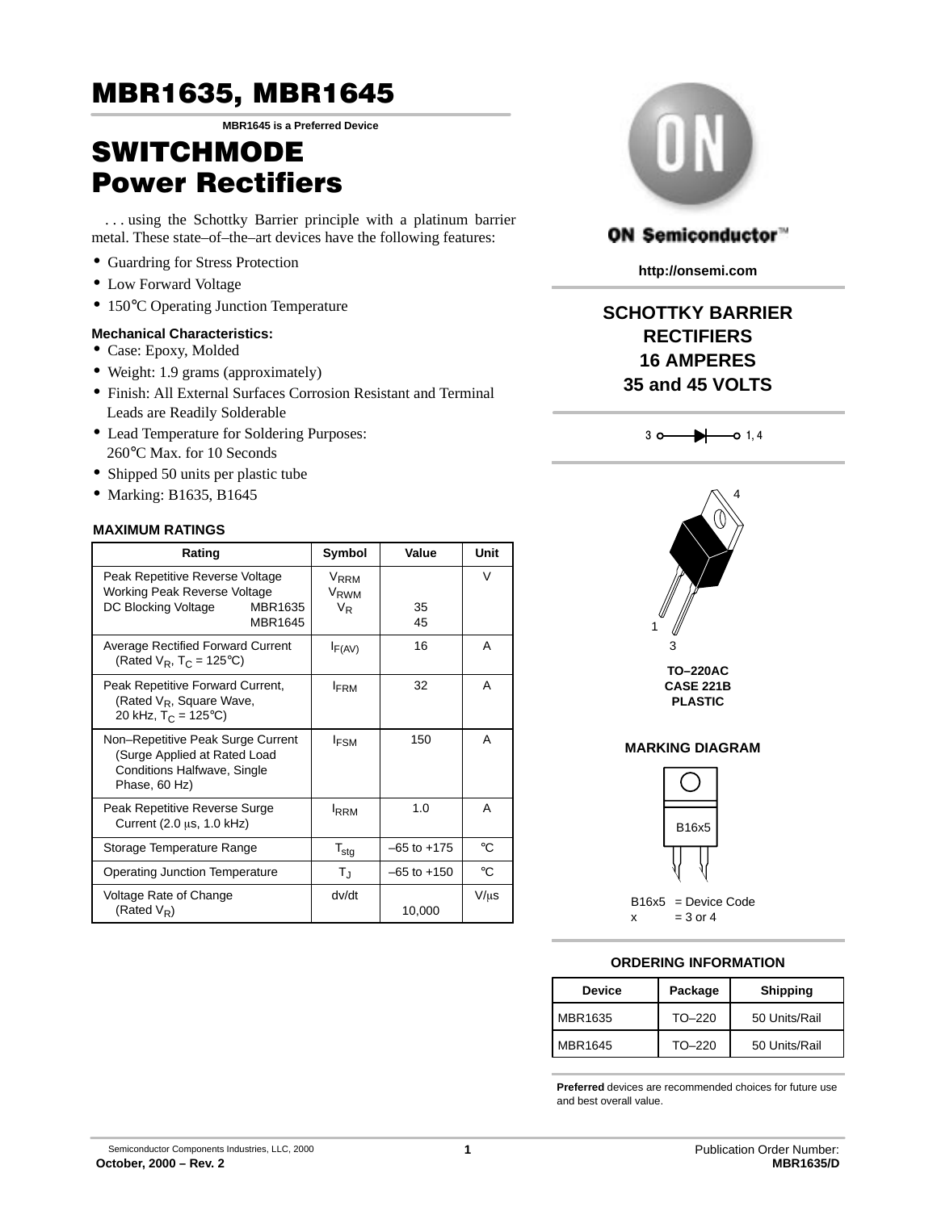# MBR1635, MBR1645

**MBR1645 is a Preferred Device**

# SWITCHMODE Power Rectifiers

. . . using the Schottky Barrier principle with a platinum barrier metal. These state–of–the–art devices have the following features:

- Guardring for Stress Protection
- Low Forward Voltage
- 150°C Operating Junction Temperature

**Mechanical Characteristics:**

- Case: Epoxy, Molded
- Weight: 1.9 grams (approximately)
- Finish: All External Surfaces Corrosion Resistant and Terminal Leads are Readily Solderable
- Lead Temperature for Soldering Purposes: 260°C Max. for 10 Seconds
- Shipped 50 units per plastic tube
- Marking: B1635, B1645

**MAXIMUM RATINGS**

| Rating | Symbol | Value | Unit |
|---|---|---|---|
| Peak Repetitive Reverse Voltage<br>Working Peak Reverse Voltage<br>DC Blocking Voltage MBR1635<br>MBR1645 | $V_{RRM}$<br>$V_{RWM}$<br>$V_R$ | <br><br>35<br>45 | V |
| Average Rectified Forward Current (Rated $V_R$, $T_C$ = 125°C) | $I_{F(AV)}$ | 16 | A |
| Peak Repetitive Forward Current, (Rated $V_R$, Square Wave, 20 kHz, $T_C$ = 125°C) | $I_{FRM}$ | 32 | A |
| Non–Repetitive Peak Surge Current (Surge Applied at Rated Load Conditions Halfwave, Single Phase, 60 Hz) | $I_{FSM}$ | 150 | A |
| Peak Repetitive Reverse Surge Current (2.0 μs, 1.0 kHz) | $I_{RRM}$ | 1.0 | A |
| Storage Temperature Range | $T_{stg}$ | –65 to +175 | °C |
| Operating Junction Temperature | $T_J$ | –65 to +150 | °C |
| Voltage Rate of Change (Rated $V_R$) | dv/dt | 10,000 | V/μs |

ON Semiconductor™

http://onsemi.com

**SCHOTTKY BARRIER RECTIFIERS**
**16 AMPERES**
**35 and 45 VOLTS**

3 o—▶|—o 1, 4

TO–220AC
CASE 221B
PLASTIC

**MARKING DIAGRAM**

B16x5

B16x5 = Device Code
x = 3 or 4

**ORDERING INFORMATION**

| Device | Package | Shipping |
|---|---|---|
| MBR1635 | TO–220 | 50 Units/Rail |
| MBR1645 | TO–220 | 50 Units/Rail |

**Preferred** devices are recommended choices for future use and best overall value.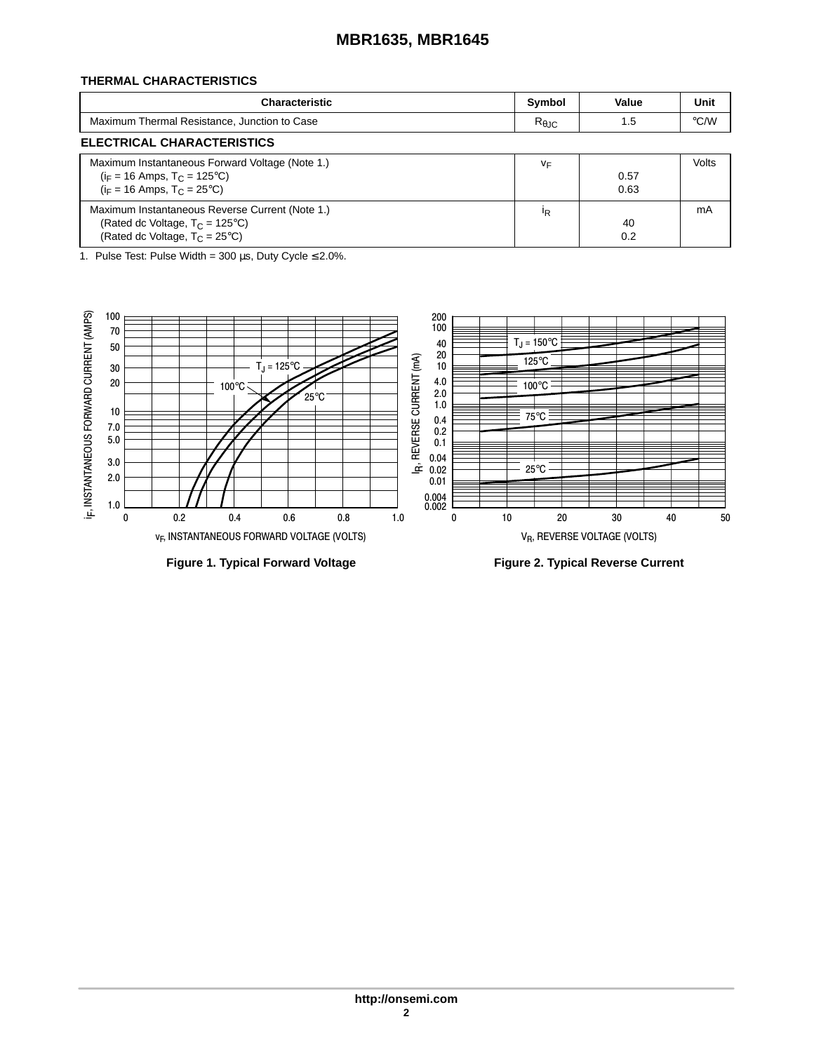### THERMAL CHARACTERISTICS

| Characteristic | Symbol | Value | Unit |
|---|---|---|---|
| Maximum Thermal Resistance, Junction to Case | $R_{\theta JC}$ | 1.5 | °C/W |

### ELECTRICAL CHARACTERISTICS

| Characteristic | Symbol | Value | Unit |
|---|---|---|---|
| Maximum Instantaneous Forward Voltage (Note 1.) | $v_F$ | | Volts |
| ($i_F$ = 16 Amps, $T_C$ = 125°C) | | 0.57 | |
| ($i_F$ = 16 Amps, $T_C$ = 25°C) | | 0.63 | |
| Maximum Instantaneous Reverse Current (Note 1.) | $i_R$ | | mA |
| (Rated dc Voltage, $T_C$ = 125°C) | | 40 | |
| (Rated dc Voltage, $T_C$ = 25°C) | | 0.2 | |

1. Pulse Test: Pulse Width = 300 μs, Duty Cycle ≤ 2.0%.

Figure 1. Typical Forward Voltage

Figure 2. Typical Reverse Current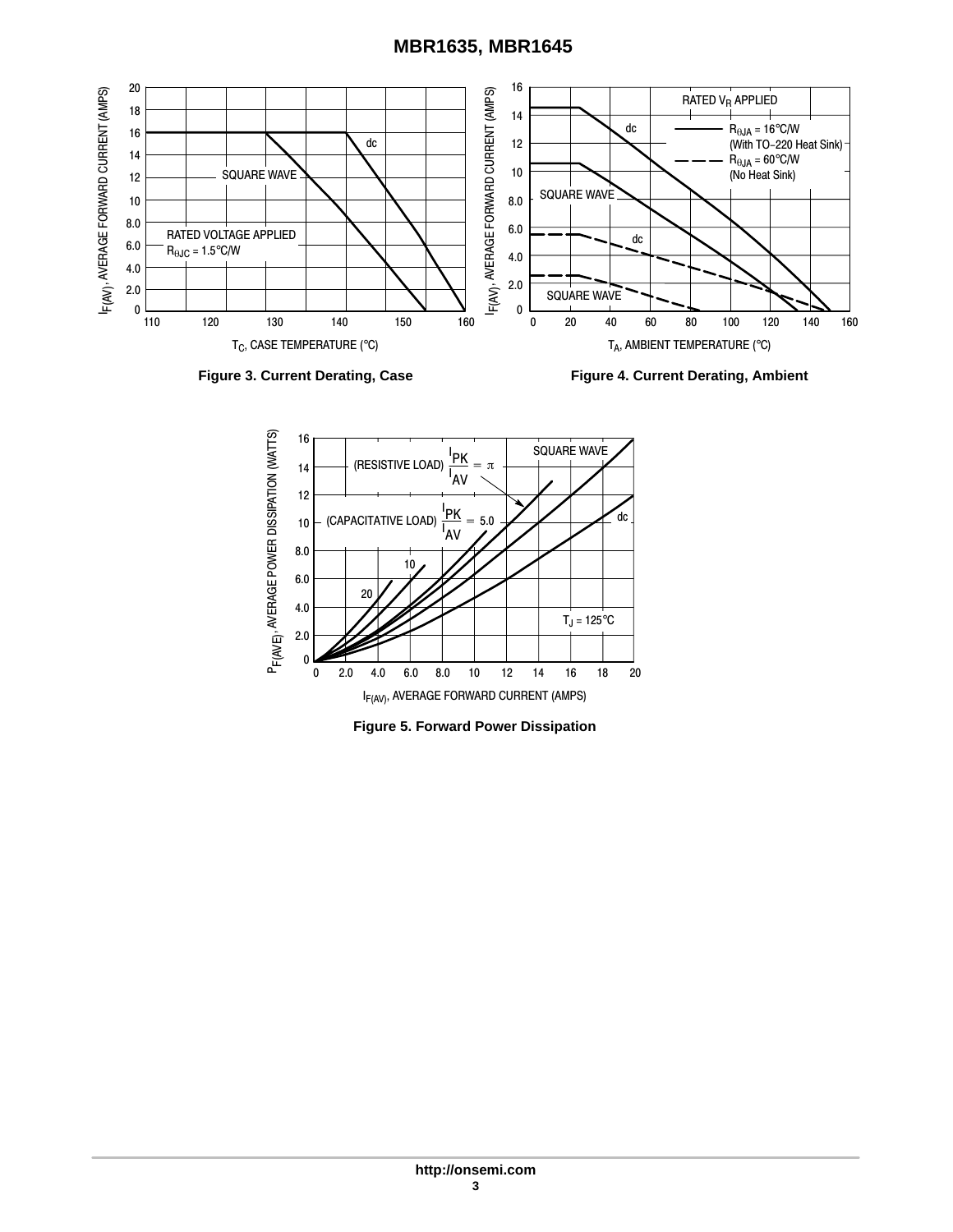Figure 3. Current Derating, Case

Figure 4. Current Derating, Ambient

Figure 5. Forward Power Dissipation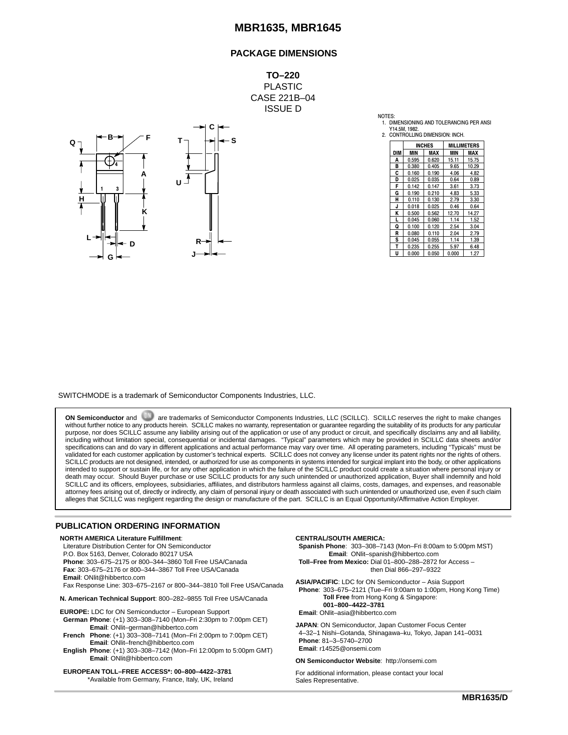## PACKAGE DIMENSIONS

**TO–220**
PLASTIC
CASE 221B–04
ISSUE D

NOTES:
1. DIMENSIONING AND TOLERANCING PER ANSI Y14.5M, 1982.
2. CONTROLLING DIMENSION: INCH.

| DIM | INCHES | | MILLIMETERS | |
|---|---|---|---|---|
| | MIN | MAX | MIN | MAX |
| A | 0.595 | 0.620 | 15.11 | 15.75 |
| B | 0.380 | 0.405 | 9.65 | 10.29 |
| C | 0.160 | 0.190 | 4.06 | 4.82 |
| D | 0.025 | 0.035 | 0.64 | 0.89 |
| F | 0.142 | 0.147 | 3.61 | 3.73 |
| G | 0.190 | 0.210 | 4.83 | 5.33 |
| H | 0.110 | 0.130 | 2.79 | 3.30 |
| J | 0.018 | 0.025 | 0.46 | 0.64 |
| K | 0.500 | 0.562 | 12.70 | 14.27 |
| L | 0.045 | 0.060 | 1.14 | 1.52 |
| Q | 0.100 | 0.120 | 2.54 | 3.04 |
| R | 0.080 | 0.110 | 2.04 | 2.79 |
| S | 0.045 | 0.055 | 1.14 | 1.39 |
| T | 0.235 | 0.255 | 5.97 | 6.48 |
| U | 0.000 | 0.050 | 0.000 | 1.27 |

SWITCHMODE is a trademark of Semiconductor Components Industries, LLC.

**ON Semiconductor** and are trademarks of Semiconductor Components Industries, LLC (SCILLC). SCILLC reserves the right to make changes without further notice to any products herein. SCILLC makes no warranty, representation or guarantee regarding the suitability of its products for any particular purpose, nor does SCILLC assume any liability arising out of the application or use of any product or circuit, and specifically disclaims any and all liability, including without limitation special, consequential or incidental damages. "Typical" parameters which may be provided in SCILLC data sheets and/or specifications can and do vary in different applications and actual performance may vary over time. All operating parameters, including "Typicals" must be validated for each customer application by customer's technical experts. SCILLC does not convey any license under its patent rights nor the rights of others. SCILLC products are not designed, intended, or authorized for use as components in systems intended for surgical implant into the body, or other applications intended to support or sustain life, or for any other application in which the failure of the SCILLC product could create a situation where personal injury or death may occur. Should Buyer purchase or use SCILLC products for any such unintended or unauthorized application, Buyer shall indemnify and hold SCILLC and its officers, employees, subsidiaries, affiliates, and distributors harmless against all claims, costs, damages, and expenses, and reasonable attorney fees arising out of, directly or indirectly, any claim of personal injury or death associated with such unintended or unauthorized use, even if such claim alleges that SCILLC was negligent regarding the design or manufacture of the part. SCILLC is an Equal Opportunity/Affirmative Action Employer.

## PUBLICATION ORDERING INFORMATION

**NORTH AMERICA Literature Fulfillment**:
Literature Distribution Center for ON Semiconductor
P.O. Box 5163, Denver, Colorado 80217 USA
**Phone**: 303–675–2175 or 800–344–3860 Toll Free USA/Canada
**Fax**: 303–675–2176 or 800–344–3867 Toll Free USA/Canada
**Email**: ONlit@hibbertco.com
Fax Response Line: 303–675–2167 or 800–344–3810 Toll Free USA/Canada

**N. American Technical Support**: 800–282–9855 Toll Free USA/Canada

**EUROPE:** LDC for ON Semiconductor – European Support
**German Phone**: (+1) 303–308–7140 (Mon–Fri 2:30pm to 7:00pm CET)
**Email**: ONlit–german@hibbertco.com
**French Phone**: (+1) 303–308–7141 (Mon–Fri 2:00pm to 7:00pm CET)
**Email**: ONlit–french@hibbertco.com
**English Phone**: (+1) 303–308–7142 (Mon–Fri 12:00pm to 5:00pm GMT)
**Email**: ONlit@hibbertco.com

**EUROPEAN TOLL–FREE ACCESS*: 00–800–4422–3781**
*Available from Germany, France, Italy, UK, Ireland

**CENTRAL/SOUTH AMERICA:**
**Spanish Phone**: 303–308–7143 (Mon–Fri 8:00am to 5:00pm MST)
**Email**: ONlit–spanish@hibbertco.com
**Toll–Free from Mexico:** Dial 01–800–288–2872 for Access – then Dial 866–297–9322

**ASIA/PACIFIC**: LDC for ON Semiconductor – Asia Support
**Phone**: 303–675–2121 (Tue–Fri 9:00am to 1:00pm, Hong Kong Time)
**Toll Free** from Hong Kong & Singapore:
**001–800–4422–3781**
**Email**: ONlit–asia@hibbertco.com

**JAPAN**: ON Semiconductor, Japan Customer Focus Center
4–32–1 Nishi–Gotanda, Shinagawa–ku, Tokyo, Japan 141–0031
**Phone**: 81–3–5740–2700
**Email**: r14525@onsemi.com

**ON Semiconductor Website**: http://onsemi.com

For additional information, please contact your local Sales Representative.

**MBR1635/D**